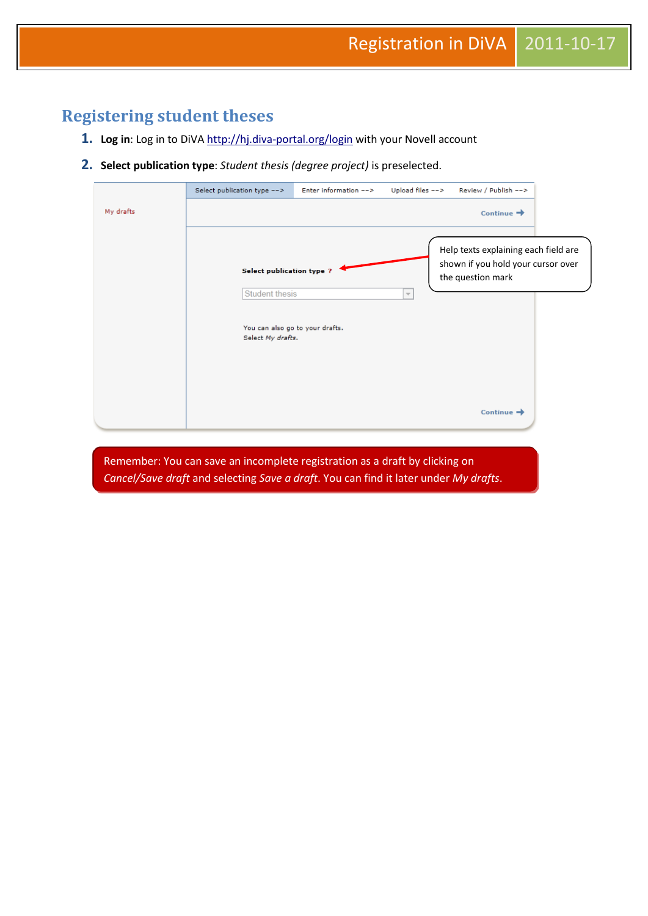# Registering student theses

1. **Log in**: Log in to DiVA http://hj.diva-portal.org/login with your Novell account

2. **Select publication type**: *Student thesis (degree project)* is preselected.

Select publication type --> Enter information --> Upload files --> Review / Publish -->

My drafts

Continue

Select publication type ?

Student thesis

You can also go to your drafts.
Select *My drafts*.

Continue

Help texts explaining each field are shown if you hold your cursor over the question mark

Remember: You can save an incomplete registration as a draft by clicking on *Cancel/Save draft* and selecting *Save a draft*. You can find it later under *My drafts*.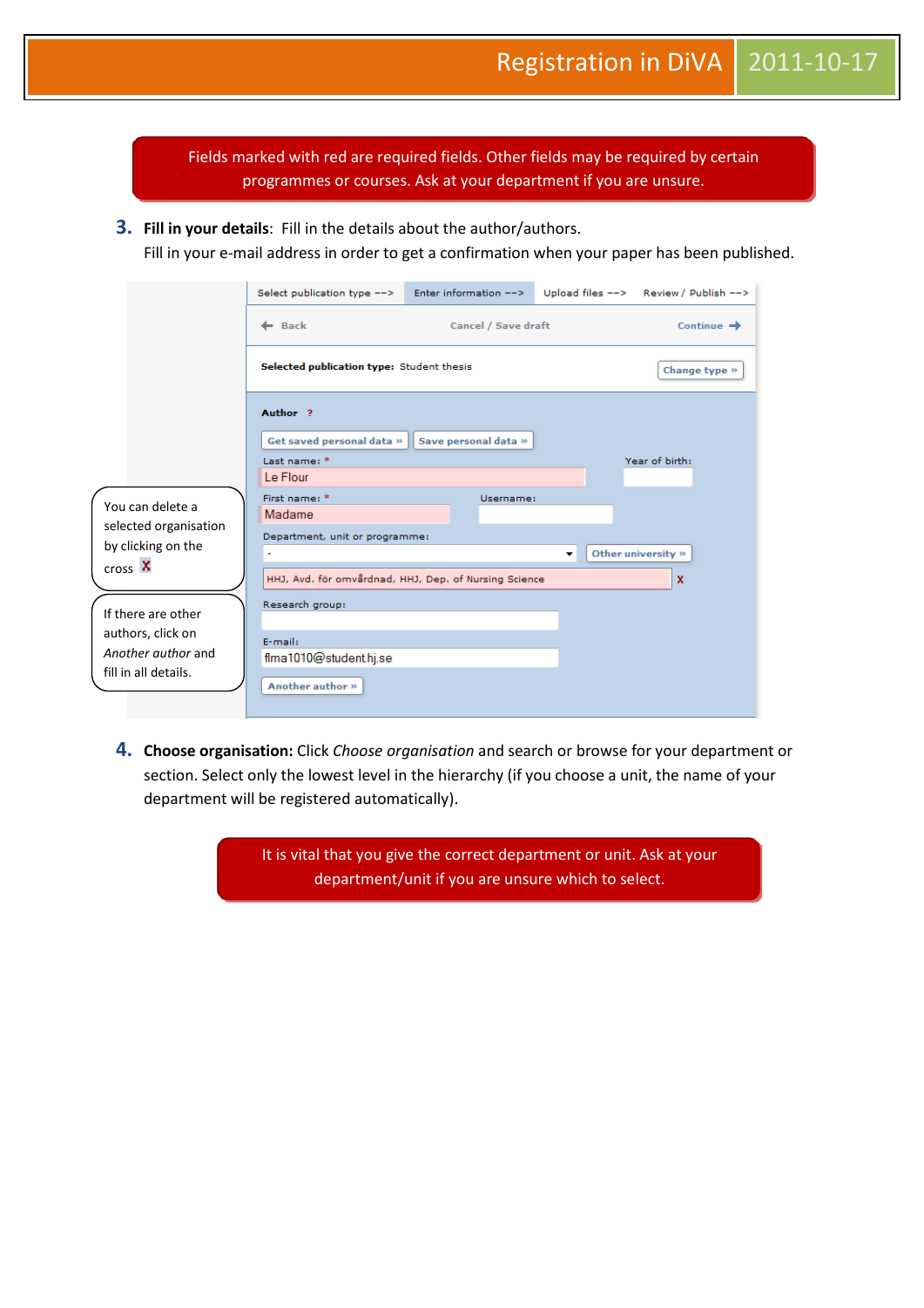Fields marked with red are required fields. Other fields may be required by certain programmes or courses. Ask at your department if you are unsure.

3. **Fill in your details**: Fill in the details about the author/authors.
   Fill in your e-mail address in order to get a confirmation when your paper has been published.

Select publication type --> Enter information --> Upload files --> Review / Publish -->

Back    Cancel / Save draft    Continue

**Selected publication type:** Student thesis    Change type »

**Author** ?

Get saved personal data »    Save personal data »

Last name: * Le Flour    Year of birth:

First name: * Madame    Username:

Department, unit or programme: -    Other university »

HHJ, Avd. för omvårdnad, HHJ, Dep. of Nursing Science x

Research group:

E-mail: flma1010@student.hj.se

Another author »

You can delete a selected organisation by clicking on the cross X

If there are other authors, click on *Another author* and fill in all details.

4. **Choose organisation:** Click *Choose organisation* and search or browse for your department or section. Select only the lowest level in the hierarchy (if you choose a unit, the name of your department will be registered automatically).

It is vital that you give the correct department or unit. Ask at your department/unit if you are unsure which to select.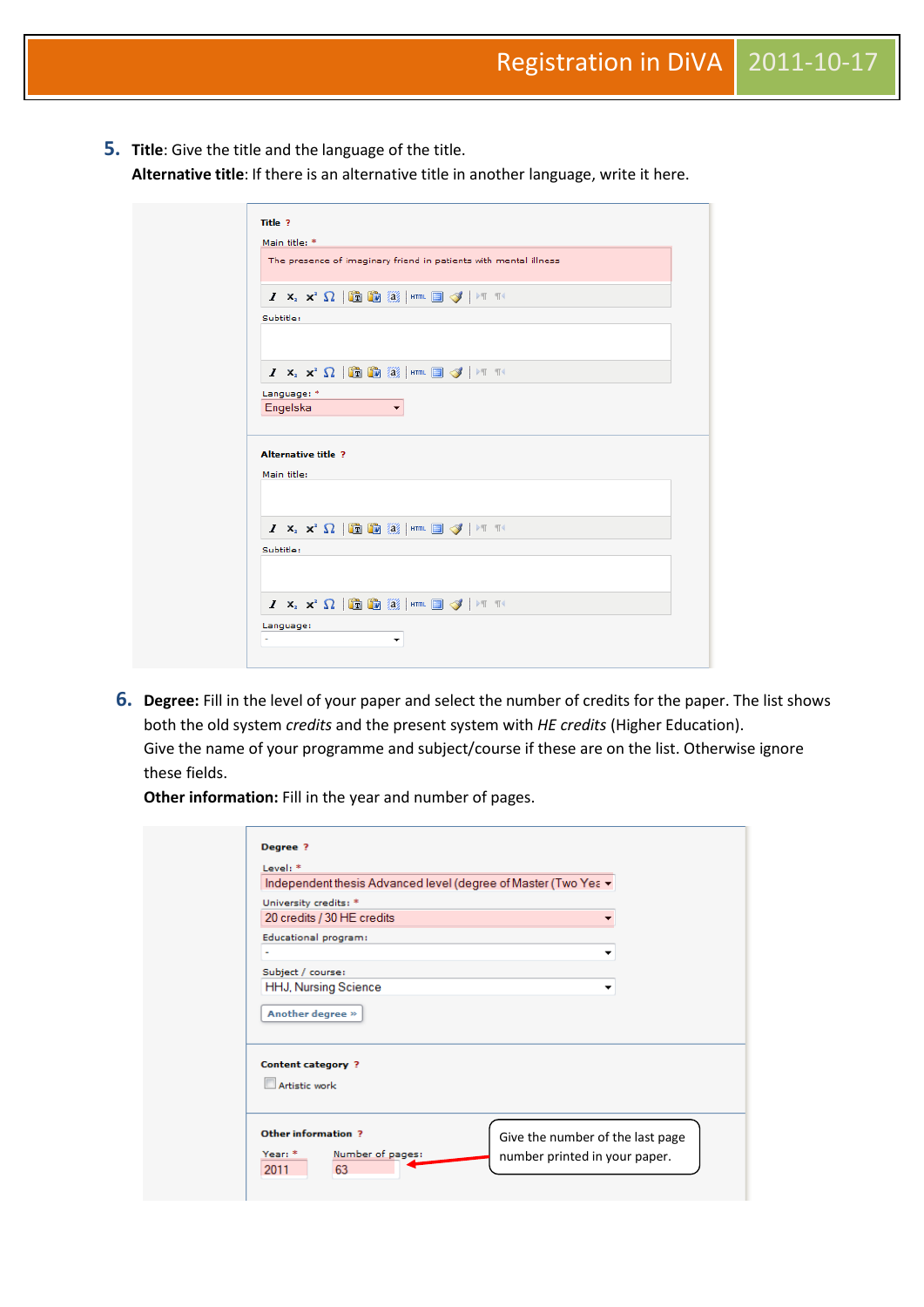5. **Title**: Give the title and the language of the title.
   **Alternative title**: If there is an alternative title in another language, write it here.

Title ?

Main title: *

The presence of imaginary friend in patients with mental illness

Subtitle:

Language: *

Engelska

Alternative title ?

Main title:

Subtitle:

Language:

-

6. **Degree:** Fill in the level of your paper and select the number of credits for the paper. The list shows both the old system *credits* and the present system with *HE credits* (Higher Education).
   Give the name of your programme and subject/course if these are on the list. Otherwise ignore these fields.
   **Other information:** Fill in the year and number of pages.

Degree ?

Level: *

Independent thesis Advanced level (degree of Master (Two Yea

University credits: *

20 credits / 30 HE credits

Educational program:

-

Subject / course:

HHJ, Nursing Science

Another degree »

Content category ?

Artistic work

Other information ?

Year: *

2011

Number of pages:

63

Give the number of the last page number printed in your paper.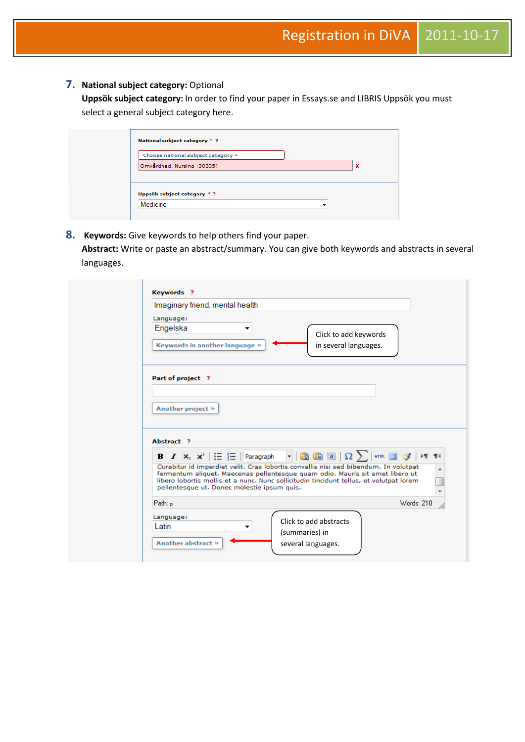7. **National subject category:** Optional
   **Uppsök subject category:** In order to find your paper in Essays.se and LIBRIS Uppsök you must select a general subject category here.

National subject category * ?

Choose national subject category »

Omvårdnad, Nursing (30305) x

Uppsök subject category * ?

Medicine

8. **Keywords:** Give keywords to help others find your paper.
   **Abstract:** Write or paste an abstract/summary. You can give both keywords and abstracts in several languages.

Keywords ?

Imaginary friend, mental health

Language:

Engelska

Keywords in another language »

Click to add keywords in several languages.

Part of project ?

Another project »

Abstract ?

Paragraph

Curabitur id imperdiet velit. Cras lobortis convallis nisi sed bibendum. In volutpat fermentum aliquet. Maecenas pellentesque quam odio. Mauris sit amet libero ut libero lobortis mollis et a nunc. Nunc sollicitudin tincidunt tellus, et volutpat lorem pellentesque ut. Donec molestie ipsum quis.

Path: p Words: 210

Language:

Latin

Another abstract »

Click to add abstracts (summaries) in several languages.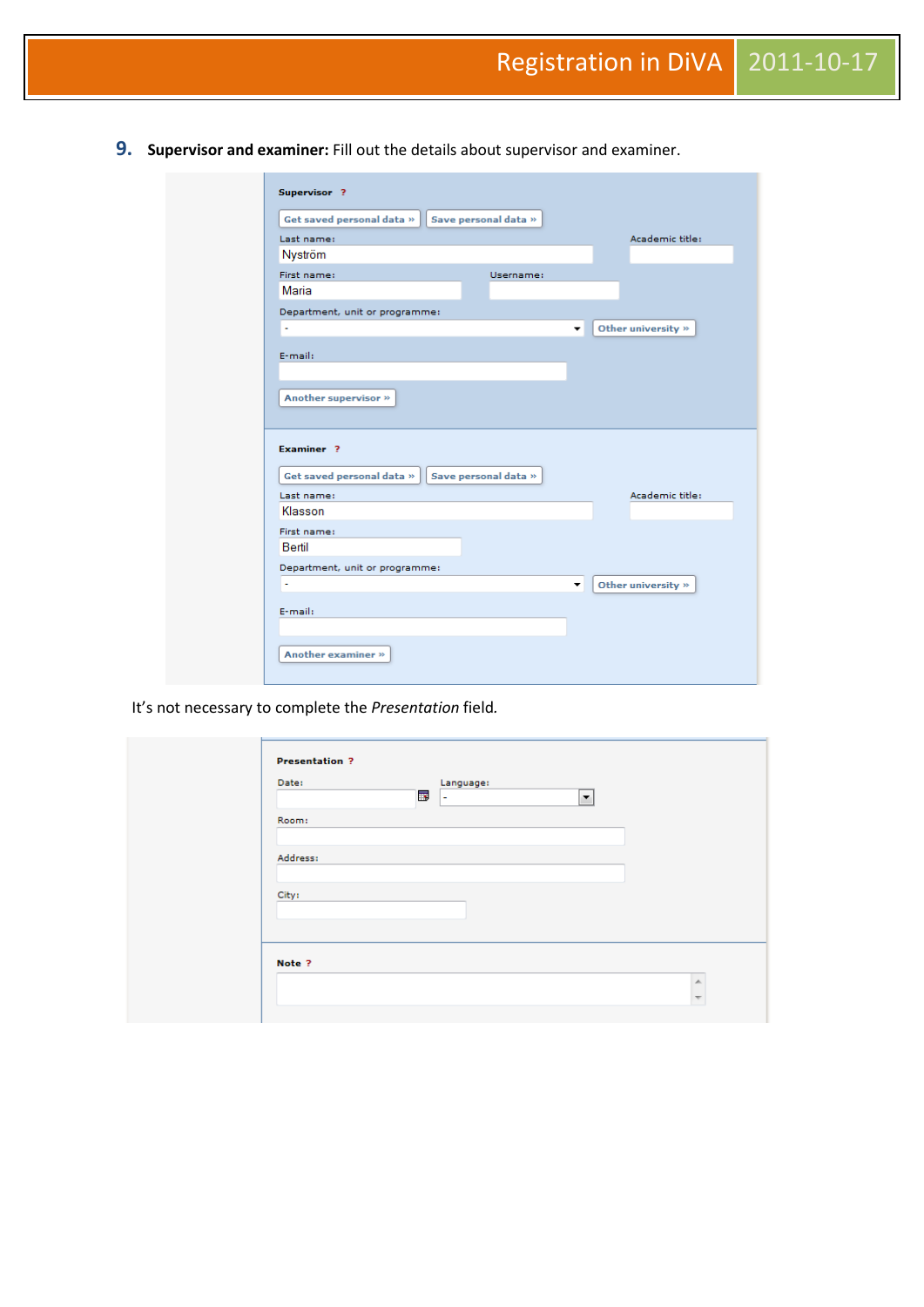9. **Supervisor and examiner:** Fill out the details about supervisor and examiner.

**Supervisor** ?

Get saved personal data » | Save personal data »

Last name: Nyström

Academic title:

First name: Maria

Username:

Department, unit or programme: -

Other university »

E-mail:

Another supervisor »

**Examiner** ?

Get saved personal data » | Save personal data »

Last name: Klasson

Academic title:

First name: Bertil

Department, unit or programme: -

Other university »

E-mail:

Another examiner »

It's not necessary to complete the *Presentation* field.

**Presentation** ?

Date:

Language: -

Room:

Address:

City:

**Note** ?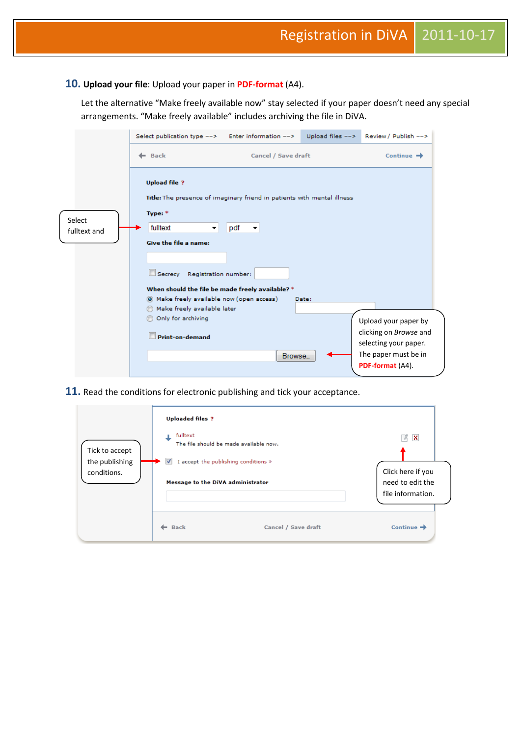**10. Upload your file**: Upload your paper in **PDF-format** (A4).

Let the alternative "Make freely available now" stay selected if your paper doesn't need any special arrangements. "Make freely available" includes archiving the file in DiVA.

Select publication type --> Enter information --> Upload files --> Review / Publish -->

Back Cancel / Save draft Continue

**Upload file ?**

**Title:** The presence of imaginary friend in patients with mental illness

**Type:** *

fulltext pdf

**Give the file a name:**

Secrecy Registration number:

**When should the file be made freely available?** *

- Make freely available now (open access) Date:
- Make freely available later
- Only for archiving

**Print-on-demand**

Browse...

Select fulltext and

Upload your paper by clicking on *Browse* and selecting your paper. The paper must be in **PDF-format** (A4).

**11.** Read the conditions for electronic publishing and tick your acceptance.

**Uploaded files ?**

fulltext
The file should be made available now.

I accept the publishing conditions »

**Message to the DiVA administrator**

Back Cancel / Save draft Continue

Tick to accept the publishing conditions.

Click here if you need to edit the file information.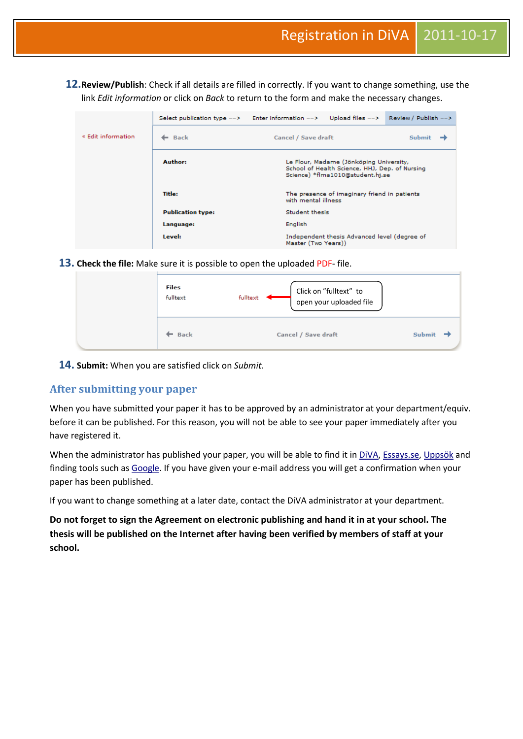**12. Review/Publish**: Check if all details are filled in correctly. If you want to change something, use the link *Edit information* or click on *Back* to return to the form and make the necessary changes.

Select publication type --> Enter information --> Upload files --> Review / Publish -->

« Edit information

Back Cancel / Save draft Submit

| | |
|---|---|
| **Author:** | Le Flour, Madame (Jönköping University, School of Health Science, HHJ, Dep. of Nursing Science) *flma1010@student.hj.se |
| **Title:** | The presence of imaginary friend in patients with mental illness |
| **Publication type:** | Student thesis |
| **Language:** | English |
| **Level:** | Independent thesis Advanced level (degree of Master (Two Years)) |

**13. Check the file:** Make sure it is possible to open the uploaded PDF- file.

**Files**

fulltext fulltext

Click on "fulltext" to open your uploaded file

Back Cancel / Save draft Submit

**14. Submit:** When you are satisfied click on *Submit*.

## After submitting your paper

When you have submitted your paper it has to be approved by an administrator at your department/equiv. before it can be published. For this reason, you will not be able to see your paper immediately after you have registered it.

When the administrator has published your paper, you will be able to find it in DiVA, Essays.se, Uppsök and finding tools such as Google. If you have given your e-mail address you will get a confirmation when your paper has been published.

If you want to change something at a later date, contact the DiVA administrator at your department.

**Do not forget to sign the Agreement on electronic publishing and hand it in at your school. The thesis will be published on the Internet after having been verified by members of staff at your school.**